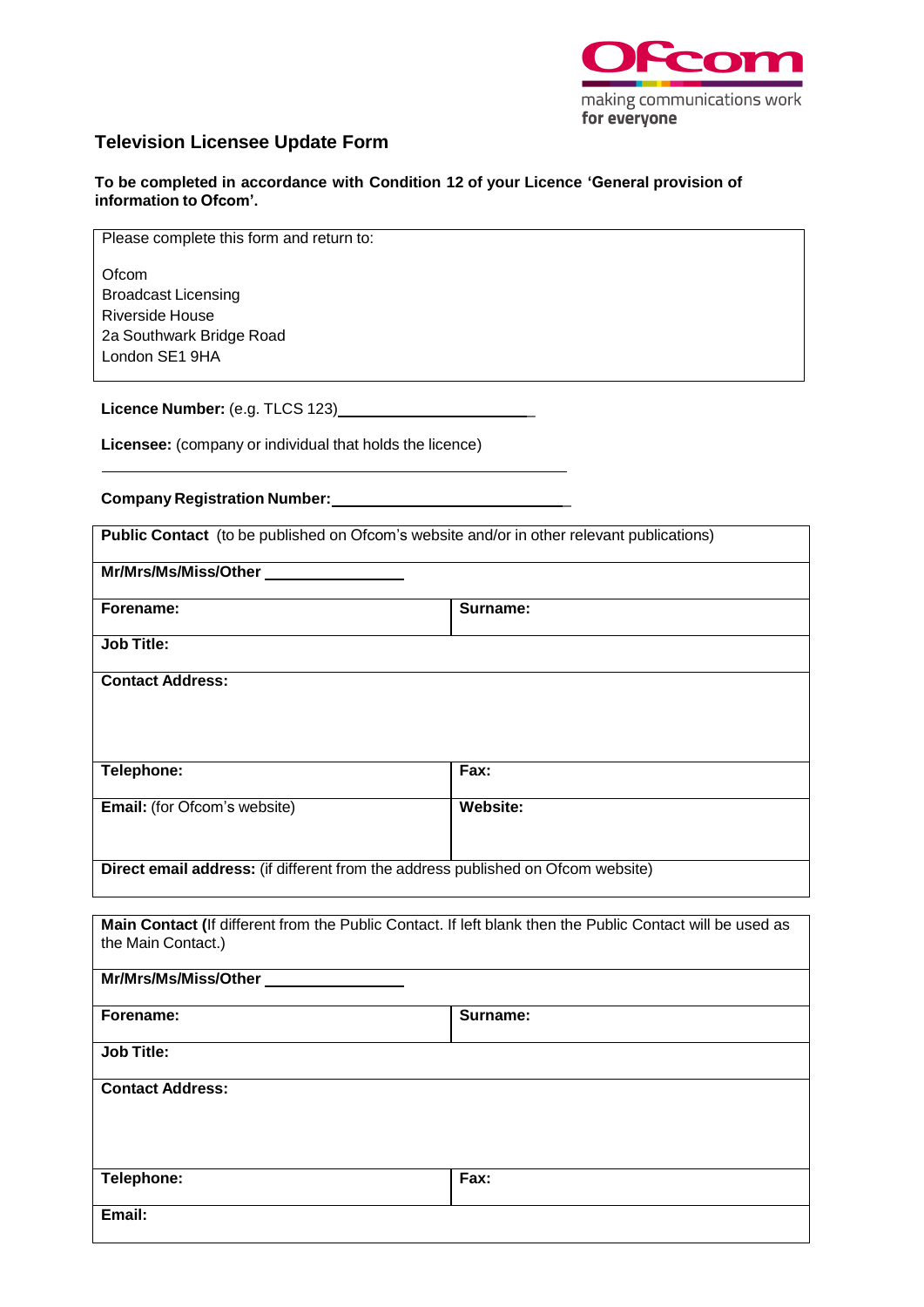# Television Licensee Update Form

**To be completed in accordance with Condition 12 of your Licence 'General provision of information to Ofcom'.**

| Please complete this form and return to:<br><br>Ofcom<br>Broadcast Licensing<br>Riverside House<br>2a Southwark Bridge Road<br>London SE1 9HA |
|---|

**Licence Number:** (e.g. TLCS 123)\_\_\_\_\_\_\_\_\_\_\_\_\_\_\_\_\_\_\_\_\_\_\_

**Licensee:** (company or individual that holds the licence)

\_\_\_\_\_\_\_\_\_\_\_\_\_\_\_\_\_\_\_\_\_\_\_\_\_\_\_\_\_\_\_\_\_\_\_\_\_\_\_\_\_\_\_\_\_\_\_\_\_\_

**Company Registration Number:**\_\_\_\_\_\_\_\_\_\_\_\_\_\_\_\_\_\_\_\_\_\_\_\_\_\_\_

| **Public Contact** (to be published on Ofcom's website and/or in other relevant publications) | |
|---|---|
| **Mr/Mrs/Ms/Miss/Other** \_\_\_\_\_\_\_\_\_\_\_\_\_\_\_\_ | |
| **Forename:** | **Surname:** |
| **Job Title:** | |
| **Contact Address:** | |
| **Telephone:** | **Fax:** |
| **Email:** (for Ofcom's website) | **Website:** |
| **Direct email address:** (if different from the address published on Ofcom website) | |

| **Main Contact (**If different from the Public Contact. If left blank then the Public Contact will be used as the Main Contact.) | |
|---|---|
| **Mr/Mrs/Ms/Miss/Other** \_\_\_\_\_\_\_\_\_\_\_\_\_\_\_\_ | |
| **Forename:** | **Surname:** |
| **Job Title:** | |
| **Contact Address:** | |
| **Telephone:** | **Fax:** |
| **Email:** | |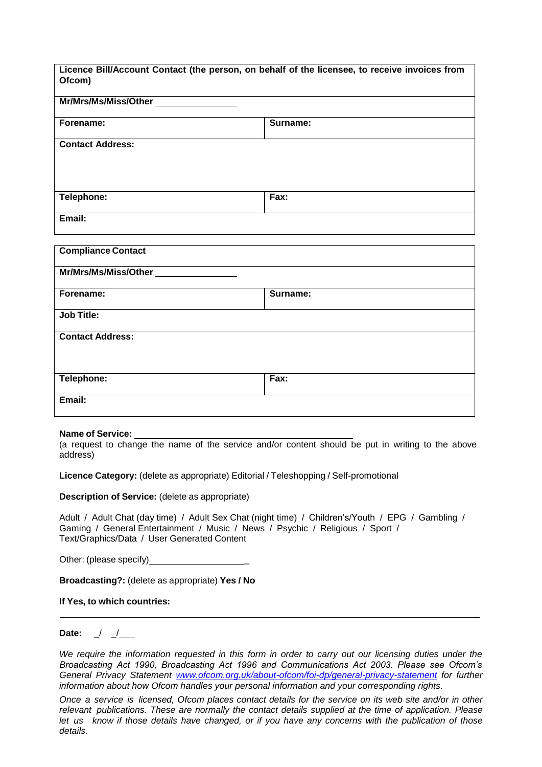| Licence Bill/Account Contact (the person, on behalf of the licensee, to receive invoices from Ofcom) | |
|---|---|
| **Mr/Mrs/Ms/Miss/Other** ________________ | |
| **Forename:** | **Surname:** |
| **Contact Address:** | |
| **Telephone:** | **Fax:** |
| **Email:** | |

| Compliance Contact | |
|---|---|
| **Mr/Mrs/Ms/Miss/Other** ________________ | |
| **Forename:** | **Surname:** |
| **Job Title:** | |
| **Contact Address:** | |
| **Telephone:** | **Fax:** |
| **Email:** | |

**Name of Service:** ____________________________________________
(a request to change the name of the service and/or content should be put in writing to the above address)

**Licence Category:** (delete as appropriate) Editorial / Teleshopping / Self-promotional

**Description of Service:** (delete as appropriate)

Adult / Adult Chat (day time) / Adult Sex Chat (night time) / Children's/Youth / EPG / Gambling / Gaming / General Entertainment / Music / News / Psychic / Religious / Sport / Text/Graphics/Data / User Generated Content

Other: (please specify)____________________

**Broadcasting?:** (delete as appropriate) **Yes / No**

**If Yes, to which countries:**

---

**Date:** _/ _/___

*We require the information requested in this form in order to carry out our licensing duties under the Broadcasting Act 1990, Broadcasting Act 1996 and Communications Act 2003. Please see Ofcom's General Privacy Statement [www.ofcom.org.uk/about-ofcom/foi-dp/general-privacy-statement](http://www.ofcom.org.uk/about-ofcom/foi-dp/general-privacy-statement) for further information about how Ofcom handles your personal information and your corresponding rights.*

*Once a service is licensed, Ofcom places contact details for the service on its web site and/or in other relevant publications. These are normally the contact details supplied at the time of application. Please let us know if those details have changed, or if you have any concerns with the publication of those details.*